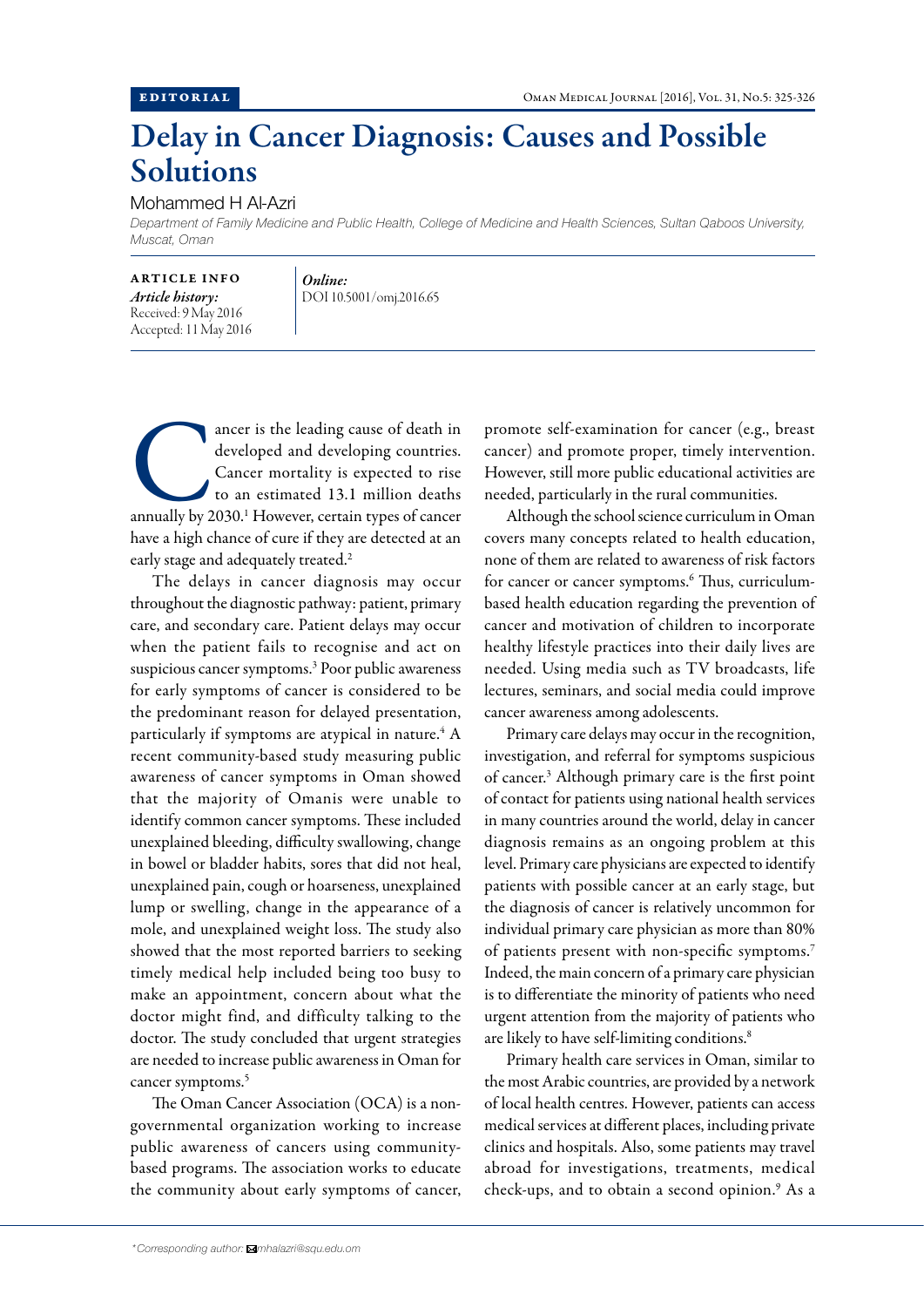EDITORIAL

# Delay in Cancer Diagnosis: Causes and Possible Solutions

Mohammed H Al-Azri

*Department of Family Medicine and Public Health, College of Medicine and Health Sciences, Sultan Qaboos University, Muscat, Oman*

**ARTICLE INFO**

***Article history:***
Received: 9 May 2016
Accepted: 11 May 2016

***Online:***
DOI 10.5001/omj.2016.65

Cancer is the leading cause of death in developed and developing countries. Cancer mortality is expected to rise to an estimated 13.1 million deaths annually by 2030.[1] However, certain types of cancer have a high chance of cure if they are detected at an early stage and adequately treated.[2]

The delays in cancer diagnosis may occur throughout the diagnostic pathway: patient, primary care, and secondary care. Patient delays may occur when the patient fails to recognise and act on suspicious cancer symptoms.[3] Poor public awareness for early symptoms of cancer is considered to be the predominant reason for delayed presentation, particularly if symptoms are atypical in nature.[4] A recent community-based study measuring public awareness of cancer symptoms in Oman showed that the majority of Omanis were unable to identify common cancer symptoms. These included unexplained bleeding, difficulty swallowing, change in bowel or bladder habits, sores that did not heal, unexplained pain, cough or hoarseness, unexplained lump or swelling, change in the appearance of a mole, and unexplained weight loss. The study also showed that the most reported barriers to seeking timely medical help included being too busy to make an appointment, concern about what the doctor might find, and difficulty talking to the doctor. The study concluded that urgent strategies are needed to increase public awareness in Oman for cancer symptoms.[5]

The Oman Cancer Association (OCA) is a non-governmental organization working to increase public awareness of cancers using community-based programs. The association works to educate the community about early symptoms of cancer, promote self-examination for cancer (e.g., breast cancer) and promote proper, timely intervention. However, still more public educational activities are needed, particularly in the rural communities.

Although the school science curriculum in Oman covers many concepts related to health education, none of them are related to awareness of risk factors for cancer or cancer symptoms.[6] Thus, curriculum-based health education regarding the prevention of cancer and motivation of children to incorporate healthy lifestyle practices into their daily lives are needed. Using media such as TV broadcasts, life lectures, seminars, and social media could improve cancer awareness among adolescents.

Primary care delays may occur in the recognition, investigation, and referral for symptoms suspicious of cancer.[3] Although primary care is the first point of contact for patients using national health services in many countries around the world, delay in cancer diagnosis remains as an ongoing problem at this level. Primary care physicians are expected to identify patients with possible cancer at an early stage, but the diagnosis of cancer is relatively uncommon for individual primary care physician as more than 80% of patients present with non-specific symptoms.[7] Indeed, the main concern of a primary care physician is to differentiate the minority of patients who need urgent attention from the majority of patients who are likely to have self-limiting conditions.[8]

Primary health care services in Oman, similar to the most Arabic countries, are provided by a network of local health centres. However, patients can access medical services at different places, including private clinics and hospitals. Also, some patients may travel abroad for investigations, treatments, medical check-ups, and to obtain a second opinion.[9] As a

*Corresponding author: mhalazri@squ.edu.om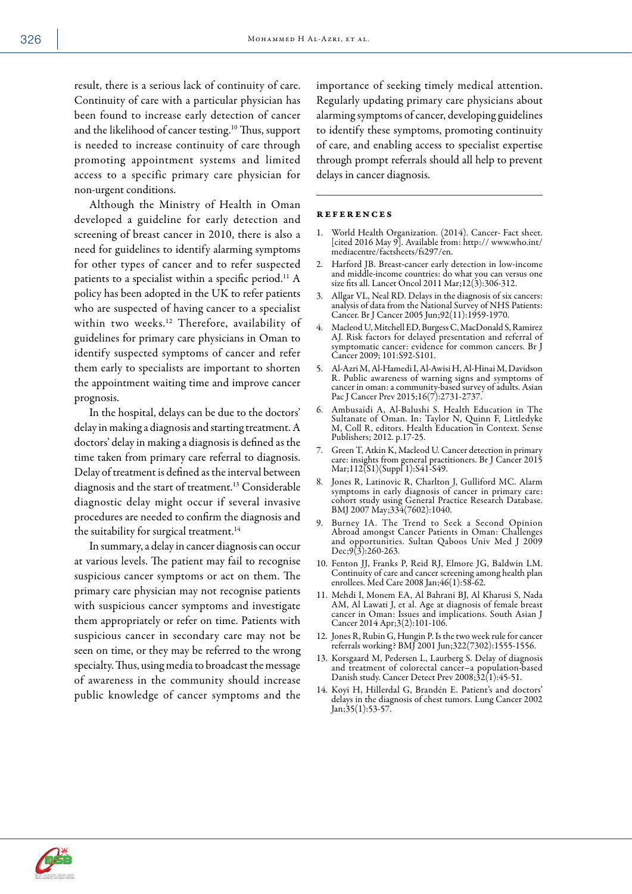result, there is a serious lack of continuity of care. Continuity of care with a particular physician has been found to increase early detection of cancer and the likelihood of cancer testing.[10] Thus, support is needed to increase continuity of care through promoting appointment systems and limited access to a specific primary care physician for non-urgent conditions.

Although the Ministry of Health in Oman developed a guideline for early detection and screening of breast cancer in 2010, there is also a need for guidelines to identify alarming symptoms for other types of cancer and to refer suspected patients to a specialist within a specific period.[11] A policy has been adopted in the UK to refer patients who are suspected of having cancer to a specialist within two weeks.[12] Therefore, availability of guidelines for primary care physicians in Oman to identify suspected symptoms of cancer and refer them early to specialists are important to shorten the appointment waiting time and improve cancer prognosis.

In the hospital, delays can be due to the doctors' delay in making a diagnosis and starting treatment. A doctors' delay in making a diagnosis is defined as the time taken from primary care referral to diagnosis. Delay of treatment is defined as the interval between diagnosis and the start of treatment.[13] Considerable diagnostic delay might occur if several invasive procedures are needed to confirm the diagnosis and the suitability for surgical treatment.[14]

In summary, a delay in cancer diagnosis can occur at various levels. The patient may fail to recognise suspicious cancer symptoms or act on them. The primary care physician may not recognise patients with suspicious cancer symptoms and investigate them appropriately or refer on time. Patients with suspicious cancer in secondary care may not be seen on time, or they may be referred to the wrong specialty. Thus, using media to broadcast the message of awareness in the community should increase public knowledge of cancer symptoms and the importance of seeking timely medical attention. Regularly updating primary care physicians about alarming symptoms of cancer, developing guidelines to identify these symptoms, promoting continuity of care, and enabling access to specialist expertise through prompt referrals should all help to prevent delays in cancer diagnosis.

## References

1. World Health Organization. (2014). Cancer- Fact sheet. [cited 2016 May 9]. Available from: http:// www.who.int/mediacentre/factsheets/fs297/en.
2. Harford JB. Breast-cancer early detection in low-income and middle-income countries: do what you can versus one size fits all. Lancet Oncol 2011 Mar;12(3):306-312.
3. Allgar VL, Neal RD. Delays in the diagnosis of six cancers: analysis of data from the National Survey of NHS Patients: Cancer. Br J Cancer 2005 Jun;92(11):1959-1970.
4. Macleod U, Mitchell ED, Burgess C, MacDonald S, Ramirez AJ. Risk factors for delayed presentation and referral of symptomatic cancer: evidence for common cancers. Br J Cancer 2009; 101:S92-S101.
5. Al-Azri M, Al-Hamedi I, Al-Awisi H, Al-Hinai M, Davidson R. Public awareness of warning signs and symptoms of cancer in oman: a community-based survey of adults. Asian Pac J Cancer Prev 2015;16(7):2731-2737.
6. Ambusaidi A, Al-Balushi S. Health Education in The Sultanate of Oman. In: Taylor N, Quinn F, Littledyke M, Coll R, editors. Health Education in Context. Sense Publishers; 2012. p.17-25.
7. Green T, Atkin K, Macleod U. Cancer detection in primary care: insights from general practitioners. Br J Cancer 2015 Mar;112(S1)(Suppl 1):S41-S49.
8. Jones R, Latinovic R, Charlton J, Gulliford MC. Alarm symptoms in early diagnosis of cancer in primary care: cohort study using General Practice Research Database. BMJ 2007 May;334(7602):1040.
9. Burney IA. The Trend to Seek a Second Opinion Abroad amongst Cancer Patients in Oman: Challenges and opportunities. Sultan Qaboos Univ Med J 2009 Dec;9(3):260-263.
10. Fenton JJ, Franks P, Reid RJ, Elmore JG, Baldwin LM. Continuity of care and cancer screening among health plan enrollees. Med Care 2008 Jan;46(1):58-62.
11. Mehdi I, Monem EA, Al Bahrani BJ, Al Kharusi S, Nada AM, Al Lawati J, et al. Age at diagnosis of female breast cancer in Oman: Issues and implications. South Asian J Cancer 2014 Apr;3(2):101-106.
12. Jones R, Rubin G, Hungin P. Is the two week rule for cancer referrals working? BMJ 2001 Jun;322(7302):1555-1556.
13. Korsgaard M, Pedersen L, Laurberg S. Delay of diagnosis and treatment of colorectal cancer–a population-based Danish study. Cancer Detect Prev 2008;32(1):45-51.
14. Koyi H, Hillerdal G, Brandén E. Patient's and doctors' delays in the diagnosis of chest tumors. Lung Cancer 2002 Jan;35(1):53-57.